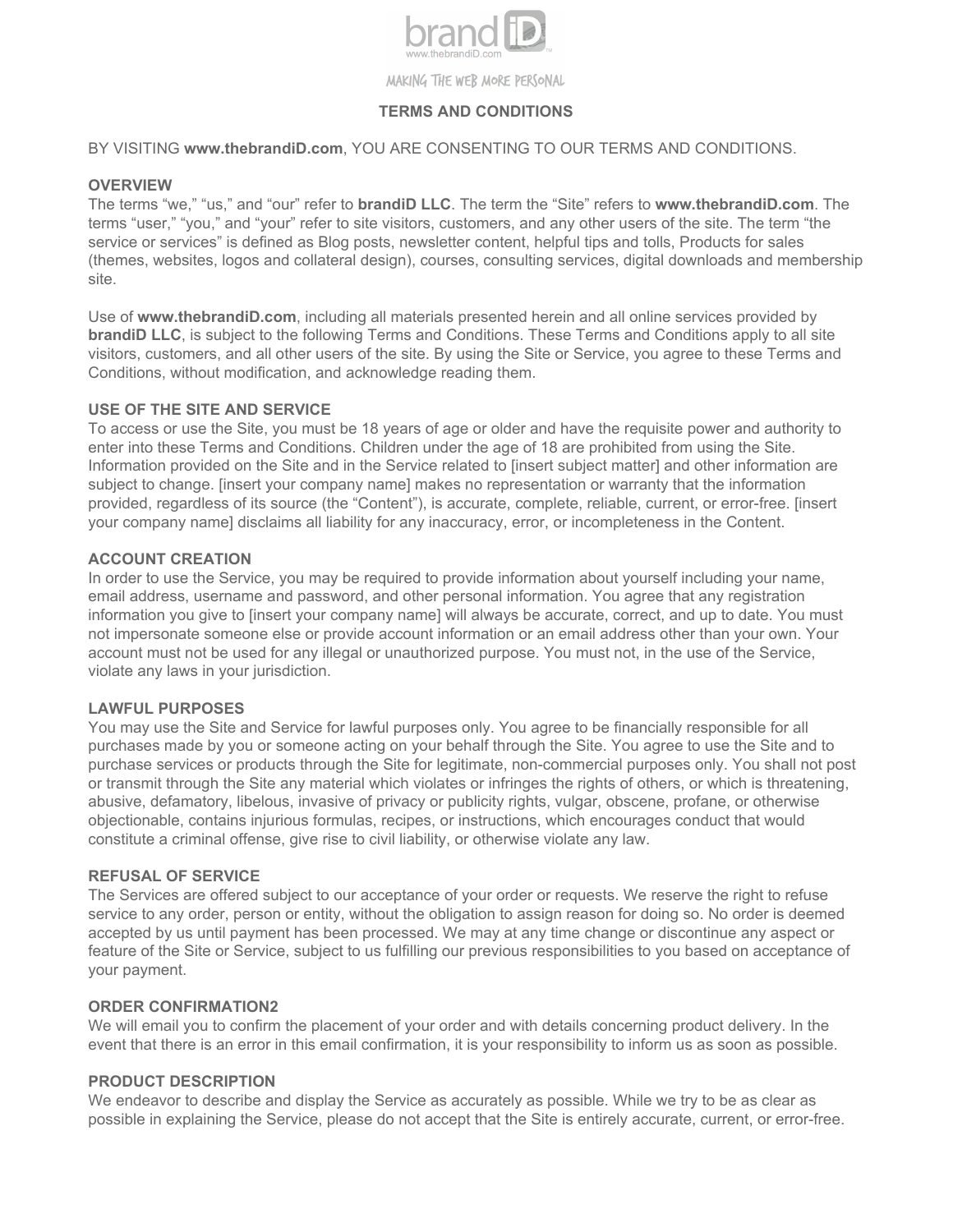brand iD
www.thebrandiD.com

MAKING THE WEB MORE PERSONAL

# TERMS AND CONDITIONS

BY VISITING **www.thebrandiD.com**, YOU ARE CONSENTING TO OUR TERMS AND CONDITIONS.

## OVERVIEW

The terms "we," "us," and "our" refer to **brandiD LLC**. The term the "Site" refers to **www.thebrandiD.com**. The terms "user," "you," and "your" refer to site visitors, customers, and any other users of the site. The term "the service or services" is defined as Blog posts, newsletter content, helpful tips and tolls, Products for sales (themes, websites, logos and collateral design), courses, consulting services, digital downloads and membership site.

Use of **www.thebrandiD.com**, including all materials presented herein and all online services provided by **brandiD LLC**, is subject to the following Terms and Conditions. These Terms and Conditions apply to all site visitors, customers, and all other users of the site. By using the Site or Service, you agree to these Terms and Conditions, without modification, and acknowledge reading them.

## USE OF THE SITE AND SERVICE

To access or use the Site, you must be 18 years of age or older and have the requisite power and authority to enter into these Terms and Conditions. Children under the age of 18 are prohibited from using the Site. Information provided on the Site and in the Service related to [insert subject matter] and other information are subject to change. [insert your company name] makes no representation or warranty that the information provided, regardless of its source (the "Content"), is accurate, complete, reliable, current, or error-free. [insert your company name] disclaims all liability for any inaccuracy, error, or incompleteness in the Content.

## ACCOUNT CREATION

In order to use the Service, you may be required to provide information about yourself including your name, email address, username and password, and other personal information. You agree that any registration information you give to [insert your company name] will always be accurate, correct, and up to date. You must not impersonate someone else or provide account information or an email address other than your own. Your account must not be used for any illegal or unauthorized purpose. You must not, in the use of the Service, violate any laws in your jurisdiction.

## LAWFUL PURPOSES

You may use the Site and Service for lawful purposes only. You agree to be financially responsible for all purchases made by you or someone acting on your behalf through the Site. You agree to use the Site and to purchase services or products through the Site for legitimate, non-commercial purposes only. You shall not post or transmit through the Site any material which violates or infringes the rights of others, or which is threatening, abusive, defamatory, libelous, invasive of privacy or publicity rights, vulgar, obscene, profane, or otherwise objectionable, contains injurious formulas, recipes, or instructions, which encourages conduct that would constitute a criminal offense, give rise to civil liability, or otherwise violate any law.

## REFUSAL OF SERVICE

The Services are offered subject to our acceptance of your order or requests. We reserve the right to refuse service to any order, person or entity, without the obligation to assign reason for doing so. No order is deemed accepted by us until payment has been processed. We may at any time change or discontinue any aspect or feature of the Site or Service, subject to us fulfilling our previous responsibilities to you based on acceptance of your payment.

## ORDER CONFIRMATION2

We will email you to confirm the placement of your order and with details concerning product delivery. In the event that there is an error in this email confirmation, it is your responsibility to inform us as soon as possible.

## PRODUCT DESCRIPTION

We endeavor to describe and display the Service as accurately as possible. While we try to be as clear as possible in explaining the Service, please do not accept that the Site is entirely accurate, current, or error-free.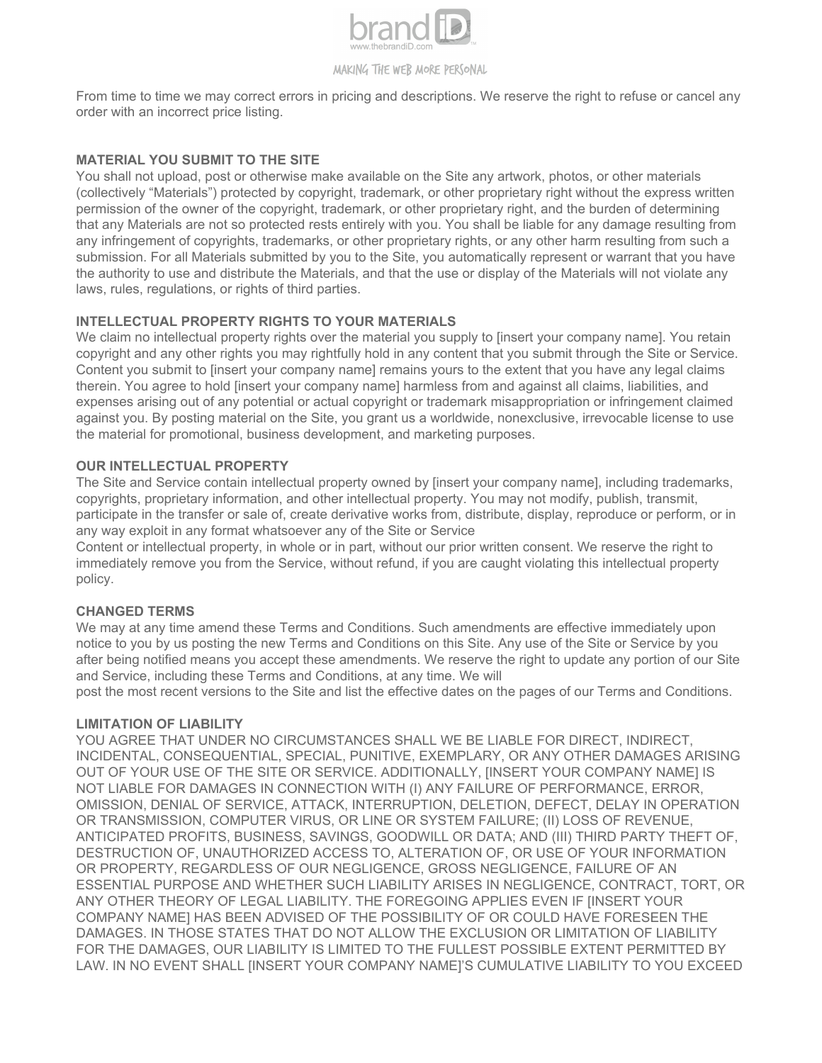From time to time we may correct errors in pricing and descriptions. We reserve the right to refuse or cancel any order with an incorrect price listing.

**MATERIAL YOU SUBMIT TO THE SITE**

You shall not upload, post or otherwise make available on the Site any artwork, photos, or other materials (collectively "Materials") protected by copyright, trademark, or other proprietary right without the express written permission of the owner of the copyright, trademark, or other proprietary right, and the burden of determining that any Materials are not so protected rests entirely with you. You shall be liable for any damage resulting from any infringement of copyrights, trademarks, or other proprietary rights, or any other harm resulting from such a submission. For all Materials submitted by you to the Site, you automatically represent or warrant that you have the authority to use and distribute the Materials, and that the use or display of the Materials will not violate any laws, rules, regulations, or rights of third parties.

**INTELLECTUAL PROPERTY RIGHTS TO YOUR MATERIALS**

We claim no intellectual property rights over the material you supply to [insert your company name]. You retain copyright and any other rights you may rightfully hold in any content that you submit through the Site or Service. Content you submit to [insert your company name] remains yours to the extent that you have any legal claims therein. You agree to hold [insert your company name] harmless from and against all claims, liabilities, and expenses arising out of any potential or actual copyright or trademark misappropriation or infringement claimed against you. By posting material on the Site, you grant us a worldwide, nonexclusive, irrevocable license to use the material for promotional, business development, and marketing purposes.

**OUR INTELLECTUAL PROPERTY**

The Site and Service contain intellectual property owned by [insert your company name], including trademarks, copyrights, proprietary information, and other intellectual property. You may not modify, publish, transmit, participate in the transfer or sale of, create derivative works from, distribute, display, reproduce or perform, or in any way exploit in any format whatsoever any of the Site or Service Content or intellectual property, in whole or in part, without our prior written consent. We reserve the right to immediately remove you from the Service, without refund, if you are caught violating this intellectual property policy.

**CHANGED TERMS**

We may at any time amend these Terms and Conditions. Such amendments are effective immediately upon notice to you by us posting the new Terms and Conditions on this Site. Any use of the Site or Service by you after being notified means you accept these amendments. We reserve the right to update any portion of our Site and Service, including these Terms and Conditions, at any time. We will post the most recent versions to the Site and list the effective dates on the pages of our Terms and Conditions.

**LIMITATION OF LIABILITY**

YOU AGREE THAT UNDER NO CIRCUMSTANCES SHALL WE BE LIABLE FOR DIRECT, INDIRECT, INCIDENTAL, CONSEQUENTIAL, SPECIAL, PUNITIVE, EXEMPLARY, OR ANY OTHER DAMAGES ARISING OUT OF YOUR USE OF THE SITE OR SERVICE. ADDITIONALLY, [INSERT YOUR COMPANY NAME] IS NOT LIABLE FOR DAMAGES IN CONNECTION WITH (I) ANY FAILURE OF PERFORMANCE, ERROR, OMISSION, DENIAL OF SERVICE, ATTACK, INTERRUPTION, DELETION, DEFECT, DELAY IN OPERATION OR TRANSMISSION, COMPUTER VIRUS, OR LINE OR SYSTEM FAILURE; (II) LOSS OF REVENUE, ANTICIPATED PROFITS, BUSINESS, SAVINGS, GOODWILL OR DATA; AND (III) THIRD PARTY THEFT OF, DESTRUCTION OF, UNAUTHORIZED ACCESS TO, ALTERATION OF, OR USE OF YOUR INFORMATION OR PROPERTY, REGARDLESS OF OUR NEGLIGENCE, GROSS NEGLIGENCE, FAILURE OF AN ESSENTIAL PURPOSE AND WHETHER SUCH LIABILITY ARISES IN NEGLIGENCE, CONTRACT, TORT, OR ANY OTHER THEORY OF LEGAL LIABILITY. THE FOREGOING APPLIES EVEN IF [INSERT YOUR COMPANY NAME] HAS BEEN ADVISED OF THE POSSIBILITY OF OR COULD HAVE FORESEEN THE DAMAGES. IN THOSE STATES THAT DO NOT ALLOW THE EXCLUSION OR LIMITATION OF LIABILITY FOR THE DAMAGES, OUR LIABILITY IS LIMITED TO THE FULLEST POSSIBLE EXTENT PERMITTED BY LAW. IN NO EVENT SHALL [INSERT YOUR COMPANY NAME]'S CUMULATIVE LIABILITY TO YOU EXCEED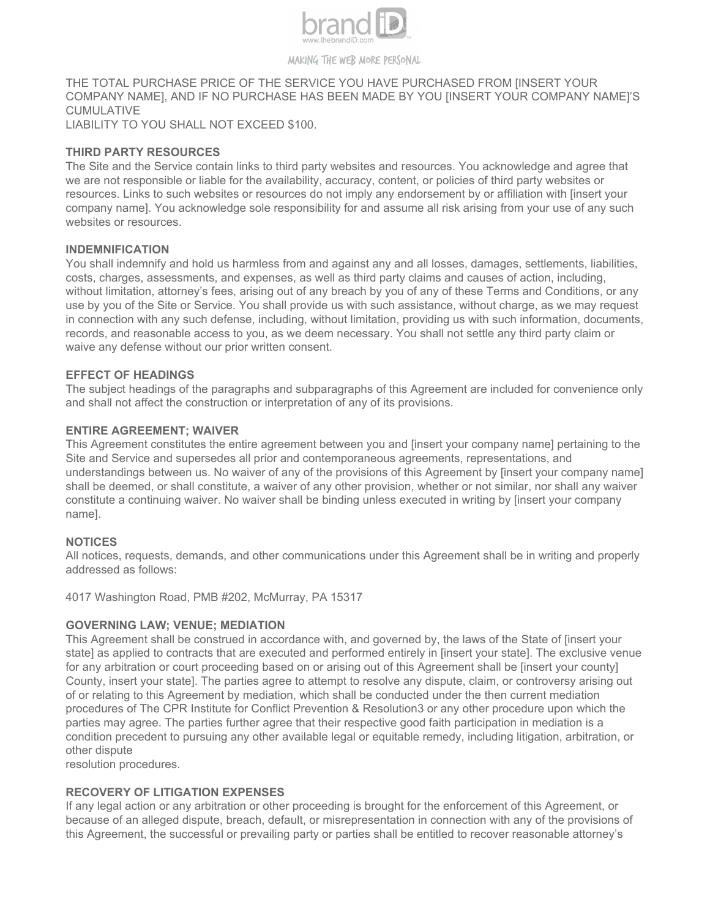THE TOTAL PURCHASE PRICE OF THE SERVICE YOU HAVE PURCHASED FROM [INSERT YOUR COMPANY NAME], AND IF NO PURCHASE HAS BEEN MADE BY YOU [INSERT YOUR COMPANY NAME]'S CUMULATIVE
LIABILITY TO YOU SHALL NOT EXCEED $100.

**THIRD PARTY RESOURCES**

The Site and the Service contain links to third party websites and resources. You acknowledge and agree that we are not responsible or liable for the availability, accuracy, content, or policies of third party websites or resources. Links to such websites or resources do not imply any endorsement by or affiliation with [insert your company name]. You acknowledge sole responsibility for and assume all risk arising from your use of any such websites or resources.

**INDEMNIFICATION**

You shall indemnify and hold us harmless from and against any and all losses, damages, settlements, liabilities, costs, charges, assessments, and expenses, as well as third party claims and causes of action, including, without limitation, attorney's fees, arising out of any breach by you of any of these Terms and Conditions, or any use by you of the Site or Service. You shall provide us with such assistance, without charge, as we may request in connection with any such defense, including, without limitation, providing us with such information, documents, records, and reasonable access to you, as we deem necessary. You shall not settle any third party claim or waive any defense without our prior written consent.

**EFFECT OF HEADINGS**

The subject headings of the paragraphs and subparagraphs of this Agreement are included for convenience only and shall not affect the construction or interpretation of any of its provisions.

**ENTIRE AGREEMENT; WAIVER**

This Agreement constitutes the entire agreement between you and [insert your company name] pertaining to the Site and Service and supersedes all prior and contemporaneous agreements, representations, and understandings between us. No waiver of any of the provisions of this Agreement by [insert your company name] shall be deemed, or shall constitute, a waiver of any other provision, whether or not similar, nor shall any waiver constitute a continuing waiver. No waiver shall be binding unless executed in writing by [insert your company name].

**NOTICES**

All notices, requests, demands, and other communications under this Agreement shall be in writing and properly addressed as follows:

4017 Washington Road, PMB #202, McMurray, PA 15317

**GOVERNING LAW; VENUE; MEDIATION**

This Agreement shall be construed in accordance with, and governed by, the laws of the State of [insert your state] as applied to contracts that are executed and performed entirely in [insert your state]. The exclusive venue for any arbitration or court proceeding based on or arising out of this Agreement shall be [insert your county] County, insert your state]. The parties agree to attempt to resolve any dispute, claim, or controversy arising out of or relating to this Agreement by mediation, which shall be conducted under the then current mediation procedures of The CPR Institute for Conflict Prevention & Resolution3 or any other procedure upon which the parties may agree. The parties further agree that their respective good faith participation in mediation is a condition precedent to pursuing any other available legal or equitable remedy, including litigation, arbitration, or other dispute
resolution procedures.

**RECOVERY OF LITIGATION EXPENSES**

If any legal action or any arbitration or other proceeding is brought for the enforcement of this Agreement, or because of an alleged dispute, breach, default, or misrepresentation in connection with any of the provisions of this Agreement, the successful or prevailing party or parties shall be entitled to recover reasonable attorney's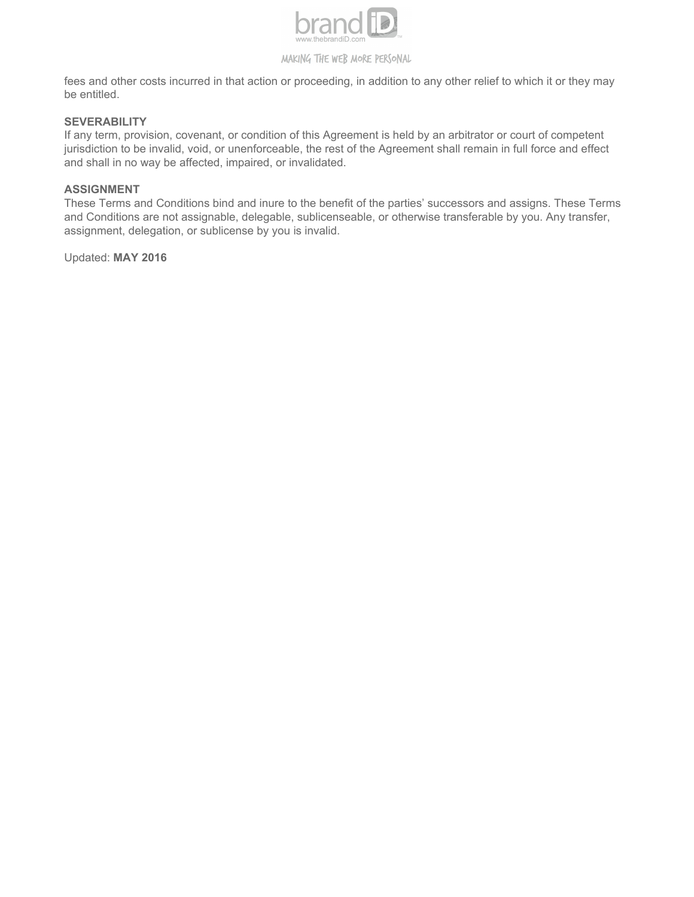fees and other costs incurred in that action or proceeding, in addition to any other relief to which it or they may be entitled.

**SEVERABILITY**

If any term, provision, covenant, or condition of this Agreement is held by an arbitrator or court of competent jurisdiction to be invalid, void, or unenforceable, the rest of the Agreement shall remain in full force and effect and shall in no way be affected, impaired, or invalidated.

**ASSIGNMENT**

These Terms and Conditions bind and inure to the benefit of the parties' successors and assigns. These Terms and Conditions are not assignable, delegable, sublicenseable, or otherwise transferable by you. Any transfer, assignment, delegation, or sublicense by you is invalid.

Updated: **MAY 2016**